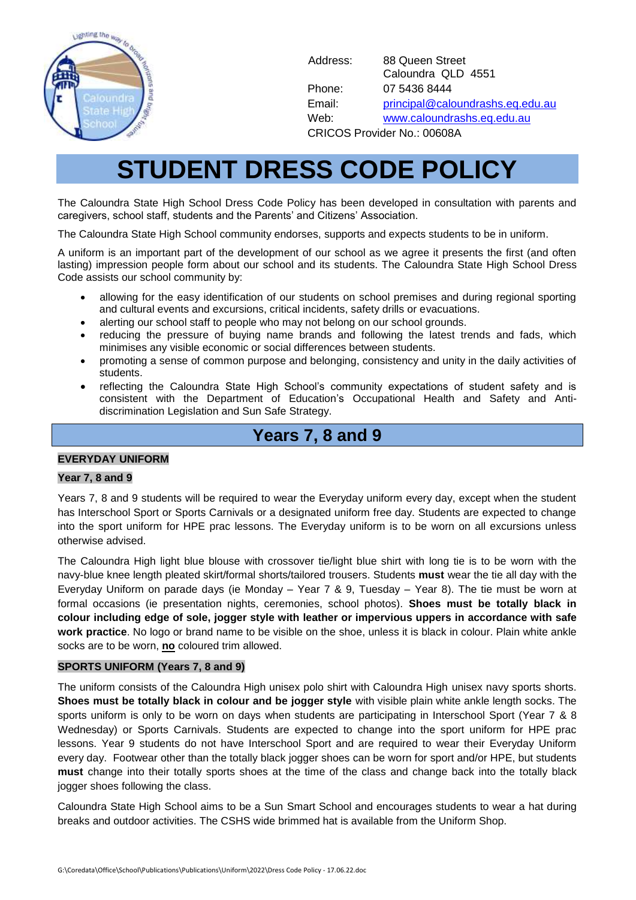Address: 88 Queen Street
Caloundra QLD 4551
Phone: 07 5436 8444
Email: principal@caloundrashs.eq.edu.au
Web: www.caloundrashs.eq.edu.au
CRICOS Provider No.: 00608A

# STUDENT DRESS CODE POLICY

The Caloundra State High School Dress Code Policy has been developed in consultation with parents and caregivers, school staff, students and the Parents' and Citizens' Association.

The Caloundra State High School community endorses, supports and expects students to be in uniform.

A uniform is an important part of the development of our school as we agree it presents the first (and often lasting) impression people form about our school and its students. The Caloundra State High School Dress Code assists our school community by:

- allowing for the easy identification of our students on school premises and during regional sporting and cultural events and excursions, critical incidents, safety drills or evacuations.
- alerting our school staff to people who may not belong on our school grounds.
- reducing the pressure of buying name brands and following the latest trends and fads, which minimises any visible economic or social differences between students.
- promoting a sense of common purpose and belonging, consistency and unity in the daily activities of students.
- reflecting the Caloundra State High School's community expectations of student safety and is consistent with the Department of Education's Occupational Health and Safety and Anti-discrimination Legislation and Sun Safe Strategy.

## Years 7, 8 and 9

### EVERYDAY UNIFORM

**Year 7, 8 and 9**

Years 7, 8 and 9 students will be required to wear the Everyday uniform every day, except when the student has Interschool Sport or Sports Carnivals or a designated uniform free day. Students are expected to change into the sport uniform for HPE prac lessons. The Everyday uniform is to be worn on all excursions unless otherwise advised.

The Caloundra High light blue blouse with crossover tie/light blue shirt with long tie is to be worn with the navy-blue knee length pleated skirt/formal shorts/tailored trousers. Students **must** wear the tie all day with the Everyday Uniform on parade days (ie Monday – Year 7 & 9, Tuesday – Year 8). The tie must be worn at formal occasions (ie presentation nights, ceremonies, school photos). **Shoes must be totally black in colour including edge of sole, jogger style with leather or impervious uppers in accordance with safe work practice**. No logo or brand name to be visible on the shoe, unless it is black in colour. Plain white ankle socks are to be worn, **no** coloured trim allowed.

### SPORTS UNIFORM (Years 7, 8 and 9)

The uniform consists of the Caloundra High unisex polo shirt with Caloundra High unisex navy sports shorts. **Shoes must be totally black in colour and be jogger style** with visible plain white ankle length socks. The sports uniform is only to be worn on days when students are participating in Interschool Sport (Year 7 & 8 Wednesday) or Sports Carnivals. Students are expected to change into the sport uniform for HPE prac lessons. Year 9 students do not have Interschool Sport and are required to wear their Everyday Uniform every day. Footwear other than the totally black jogger shoes can be worn for sport and/or HPE, but students **must** change into their totally sports shoes at the time of the class and change back into the totally black jogger shoes following the class.

Caloundra State High School aims to be a Sun Smart School and encourages students to wear a hat during breaks and outdoor activities. The CSHS wide brimmed hat is available from the Uniform Shop.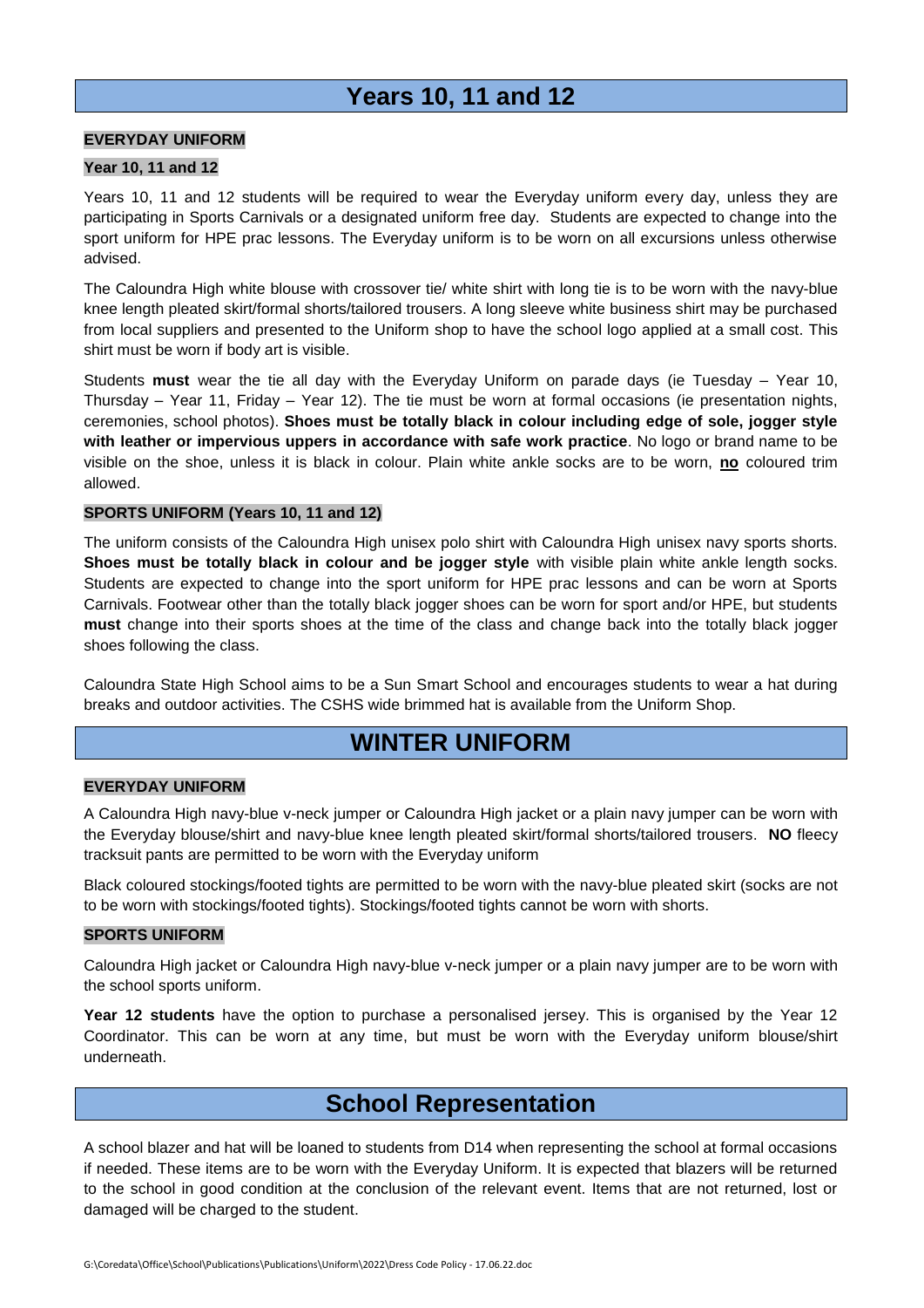# Years 10, 11 and 12

### EVERYDAY UNIFORM

### Year 10, 11 and 12

Years 10, 11 and 12 students will be required to wear the Everyday uniform every day, unless they are participating in Sports Carnivals or a designated uniform free day. Students are expected to change into the sport uniform for HPE prac lessons. The Everyday uniform is to be worn on all excursions unless otherwise advised.

The Caloundra High white blouse with crossover tie/ white shirt with long tie is to be worn with the navy-blue knee length pleated skirt/formal shorts/tailored trousers. A long sleeve white business shirt may be purchased from local suppliers and presented to the Uniform shop to have the school logo applied at a small cost. This shirt must be worn if body art is visible.

Students **must** wear the tie all day with the Everyday Uniform on parade days (ie Tuesday – Year 10, Thursday – Year 11, Friday – Year 12). The tie must be worn at formal occasions (ie presentation nights, ceremonies, school photos). **Shoes must be totally black in colour including edge of sole, jogger style with leather or impervious uppers in accordance with safe work practice**. No logo or brand name to be visible on the shoe, unless it is black in colour. Plain white ankle socks are to be worn, **no** coloured trim allowed.

### SPORTS UNIFORM (Years 10, 11 and 12)

The uniform consists of the Caloundra High unisex polo shirt with Caloundra High unisex navy sports shorts. **Shoes must be totally black in colour and be jogger style** with visible plain white ankle length socks. Students are expected to change into the sport uniform for HPE prac lessons and can be worn at Sports Carnivals. Footwear other than the totally black jogger shoes can be worn for sport and/or HPE, but students **must** change into their sports shoes at the time of the class and change back into the totally black jogger shoes following the class.

Caloundra State High School aims to be a Sun Smart School and encourages students to wear a hat during breaks and outdoor activities. The CSHS wide brimmed hat is available from the Uniform Shop.

# WINTER UNIFORM

### EVERYDAY UNIFORM

A Caloundra High navy-blue v-neck jumper or Caloundra High jacket or a plain navy jumper can be worn with the Everyday blouse/shirt and navy-blue knee length pleated skirt/formal shorts/tailored trousers. **NO** fleecy tracksuit pants are permitted to be worn with the Everyday uniform

Black coloured stockings/footed tights are permitted to be worn with the navy-blue pleated skirt (socks are not to be worn with stockings/footed tights). Stockings/footed tights cannot be worn with shorts.

### SPORTS UNIFORM

Caloundra High jacket or Caloundra High navy-blue v-neck jumper or a plain navy jumper are to be worn with the school sports uniform.

**Year 12 students** have the option to purchase a personalised jersey. This is organised by the Year 12 Coordinator. This can be worn at any time, but must be worn with the Everyday uniform blouse/shirt underneath.

# School Representation

A school blazer and hat will be loaned to students from D14 when representing the school at formal occasions if needed. These items are to be worn with the Everyday Uniform. It is expected that blazers will be returned to the school in good condition at the conclusion of the relevant event. Items that are not returned, lost or damaged will be charged to the student.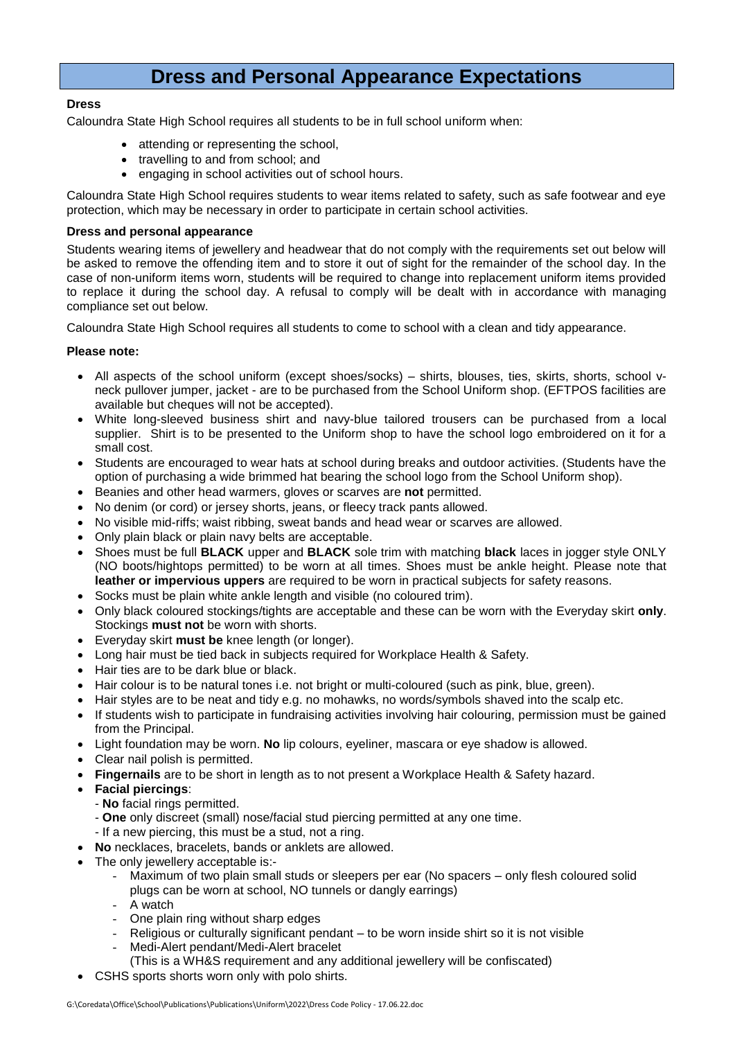# Dress and Personal Appearance Expectations

**Dress**

Caloundra State High School requires all students to be in full school uniform when:

- attending or representing the school,
- travelling to and from school; and
- engaging in school activities out of school hours.

Caloundra State High School requires students to wear items related to safety, such as safe footwear and eye protection, which may be necessary in order to participate in certain school activities.

**Dress and personal appearance**

Students wearing items of jewellery and headwear that do not comply with the requirements set out below will be asked to remove the offending item and to store it out of sight for the remainder of the school day. In the case of non-uniform items worn, students will be required to change into replacement uniform items provided to replace it during the school day. A refusal to comply will be dealt with in accordance with managing compliance set out below.

Caloundra State High School requires all students to come to school with a clean and tidy appearance.

**Please note:**

- All aspects of the school uniform (except shoes/socks) – shirts, blouses, ties, skirts, shorts, school v-neck pullover jumper, jacket - are to be purchased from the School Uniform shop. (EFTPOS facilities are available but cheques will not be accepted).
- White long-sleeved business shirt and navy-blue tailored trousers can be purchased from a local supplier. Shirt is to be presented to the Uniform shop to have the school logo embroidered on it for a small cost.
- Students are encouraged to wear hats at school during breaks and outdoor activities. (Students have the option of purchasing a wide brimmed hat bearing the school logo from the School Uniform shop).
- Beanies and other head warmers, gloves or scarves are **not** permitted.
- No denim (or cord) or jersey shorts, jeans, or fleecy track pants allowed.
- No visible mid-riffs; waist ribbing, sweat bands and head wear or scarves are allowed.
- Only plain black or plain navy belts are acceptable.
- Shoes must be full **BLACK** upper and **BLACK** sole trim with matching **black** laces in jogger style ONLY (NO boots/hightops permitted) to be worn at all times. Shoes must be ankle height. Please note that **leather or impervious uppers** are required to be worn in practical subjects for safety reasons.
- Socks must be plain white ankle length and visible (no coloured trim).
- Only black coloured stockings/tights are acceptable and these can be worn with the Everyday skirt **only**. Stockings **must not** be worn with shorts.
- Everyday skirt **must be** knee length (or longer).
- Long hair must be tied back in subjects required for Workplace Health & Safety.
- Hair ties are to be dark blue or black.
- Hair colour is to be natural tones i.e. not bright or multi-coloured (such as pink, blue, green).
- Hair styles are to be neat and tidy e.g. no mohawks, no words/symbols shaved into the scalp etc.
- If students wish to participate in fundraising activities involving hair colouring, permission must be gained from the Principal.
- Light foundation may be worn. **No** lip colours, eyeliner, mascara or eye shadow is allowed.
- Clear nail polish is permitted.
- **Fingernails** are to be short in length as to not present a Workplace Health & Safety hazard.
- **Facial piercings**:
  - **No** facial rings permitted.
  - **One** only discreet (small) nose/facial stud piercing permitted at any one time.
  - If a new piercing, this must be a stud, not a ring.
- **No** necklaces, bracelets, bands or anklets are allowed.
- The only jewellery acceptable is:-
  - Maximum of two plain small studs or sleepers per ear (No spacers – only flesh coloured solid plugs can be worn at school, NO tunnels or dangly earrings)
  - A watch
  - One plain ring without sharp edges
  - Religious or culturally significant pendant – to be worn inside shirt so it is not visible
  - Medi-Alert pendant/Medi-Alert bracelet

  (This is a WH&S requirement and any additional jewellery will be confiscated)
- CSHS sports shorts worn only with polo shirts.

G:\Coredata\Office\School\Publications\Publications\Uniform\2022\Dress Code Policy - 17.06.22.doc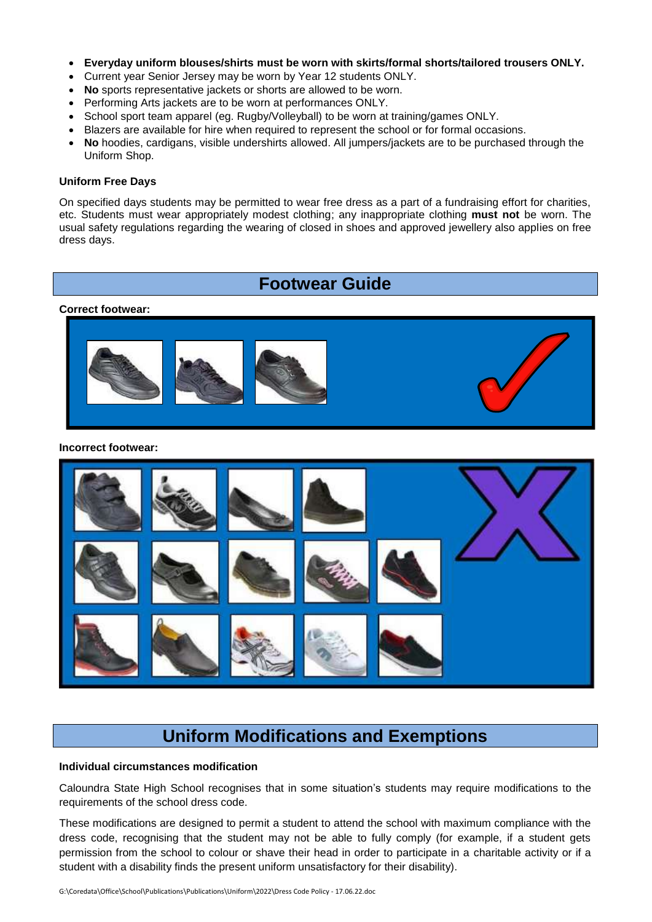- **Everyday uniform blouses/shirts must be worn with skirts/formal shorts/tailored trousers ONLY.**
- Current year Senior Jersey may be worn by Year 12 students ONLY.
- **No** sports representative jackets or shorts are allowed to be worn.
- Performing Arts jackets are to be worn at performances ONLY.
- School sport team apparel (eg. Rugby/Volleyball) to be worn at training/games ONLY.
- Blazers are available for hire when required to represent the school or for formal occasions.
- **No** hoodies, cardigans, visible undershirts allowed. All jumpers/jackets are to be purchased through the Uniform Shop.

### Uniform Free Days

On specified days students may be permitted to wear free dress as a part of a fundraising effort for charities, etc. Students must wear appropriately modest clothing; any inappropriate clothing **must not** be worn. The usual safety regulations regarding the wearing of closed in shoes and approved jewellery also applies on free dress days.

## Footwear Guide

**Correct footwear:**

**Incorrect footwear:**

## Uniform Modifications and Exemptions

### Individual circumstances modification

Caloundra State High School recognises that in some situation's students may require modifications to the requirements of the school dress code.

These modifications are designed to permit a student to attend the school with maximum compliance with the dress code, recognising that the student may not be able to fully comply (for example, if a student gets permission from the school to colour or shave their head in order to participate in a charitable activity or if a student with a disability finds the present uniform unsatisfactory for their disability).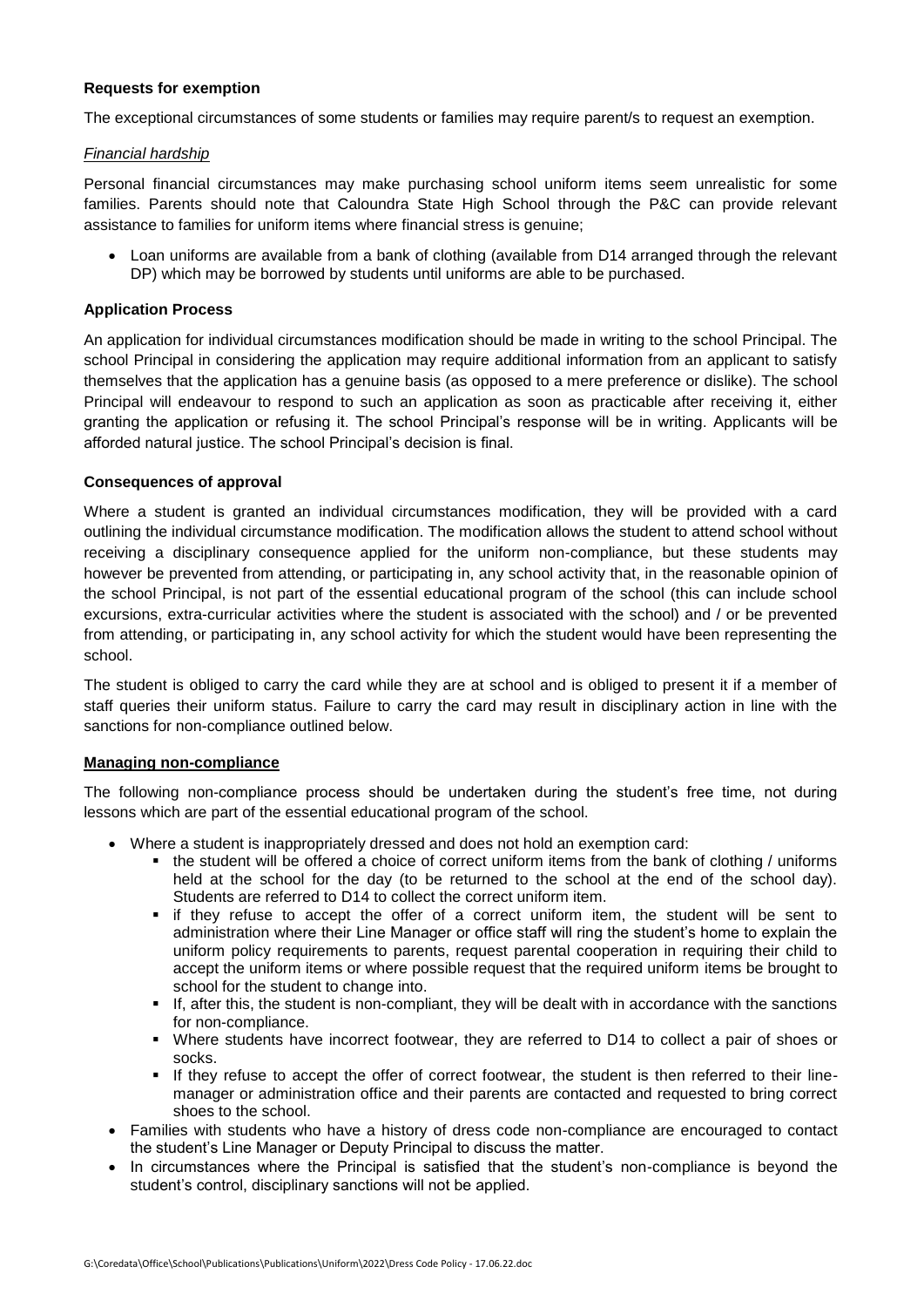**Requests for exemption**

The exceptional circumstances of some students or families may require parent/s to request an exemption.

*Financial hardship*

Personal financial circumstances may make purchasing school uniform items seem unrealistic for some families. Parents should note that Caloundra State High School through the P&C can provide relevant assistance to families for uniform items where financial stress is genuine;

- Loan uniforms are available from a bank of clothing (available from D14 arranged through the relevant DP) which may be borrowed by students until uniforms are able to be purchased.

**Application Process**

An application for individual circumstances modification should be made in writing to the school Principal. The school Principal in considering the application may require additional information from an applicant to satisfy themselves that the application has a genuine basis (as opposed to a mere preference or dislike). The school Principal will endeavour to respond to such an application as soon as practicable after receiving it, either granting the application or refusing it. The school Principal's response will be in writing. Applicants will be afforded natural justice. The school Principal's decision is final.

**Consequences of approval**

Where a student is granted an individual circumstances modification, they will be provided with a card outlining the individual circumstance modification. The modification allows the student to attend school without receiving a disciplinary consequence applied for the uniform non-compliance, but these students may however be prevented from attending, or participating in, any school activity that, in the reasonable opinion of the school Principal, is not part of the essential educational program of the school (this can include school excursions, extra-curricular activities where the student is associated with the school) and / or be prevented from attending, or participating in, any school activity for which the student would have been representing the school.

The student is obliged to carry the card while they are at school and is obliged to present it if a member of staff queries their uniform status. Failure to carry the card may result in disciplinary action in line with the sanctions for non-compliance outlined below.

**Managing non-compliance**

The following non-compliance process should be undertaken during the student's free time, not during lessons which are part of the essential educational program of the school.

- Where a student is inappropriately dressed and does not hold an exemption card:
  - the student will be offered a choice of correct uniform items from the bank of clothing / uniforms held at the school for the day (to be returned to the school at the end of the school day). Students are referred to D14 to collect the correct uniform item.
  - if they refuse to accept the offer of a correct uniform item, the student will be sent to administration where their Line Manager or office staff will ring the student's home to explain the uniform policy requirements to parents, request parental cooperation in requiring their child to accept the uniform items or where possible request that the required uniform items be brought to school for the student to change into.
  - If, after this, the student is non-compliant, they will be dealt with in accordance with the sanctions for non-compliance.
  - Where students have incorrect footwear, they are referred to D14 to collect a pair of shoes or socks.
  - If they refuse to accept the offer of correct footwear, the student is then referred to their line-manager or administration office and their parents are contacted and requested to bring correct shoes to the school.
- Families with students who have a history of dress code non-compliance are encouraged to contact the student's Line Manager or Deputy Principal to discuss the matter.
- In circumstances where the Principal is satisfied that the student's non-compliance is beyond the student's control, disciplinary sanctions will not be applied.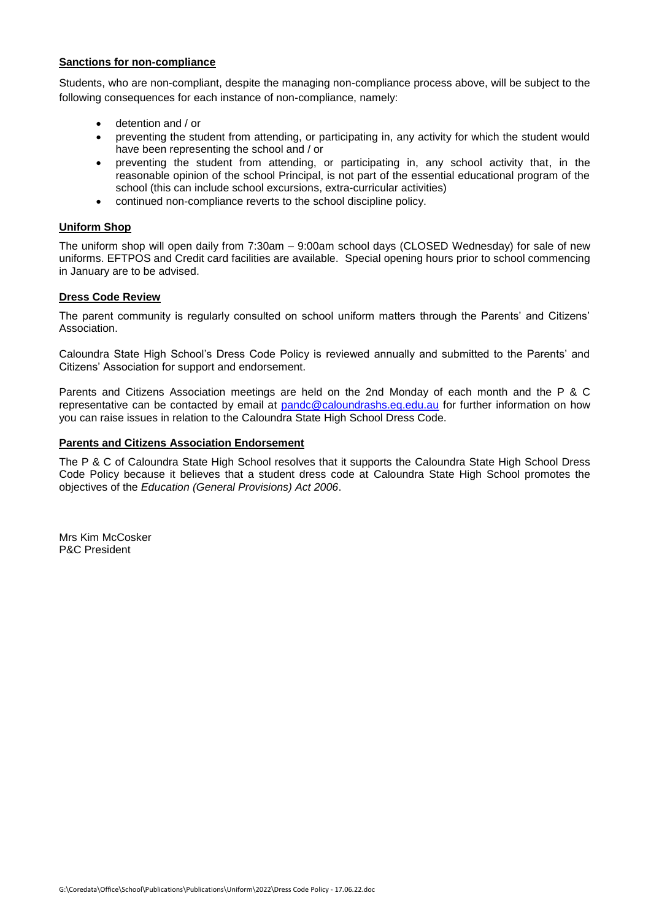**Sanctions for non-compliance**

Students, who are non-compliant, despite the managing non-compliance process above, will be subject to the following consequences for each instance of non-compliance, namely:

- detention and / or
- preventing the student from attending, or participating in, any activity for which the student would have been representing the school and / or
- preventing the student from attending, or participating in, any school activity that, in the reasonable opinion of the school Principal, is not part of the essential educational program of the school (this can include school excursions, extra-curricular activities)
- continued non-compliance reverts to the school discipline policy.

**Uniform Shop**

The uniform shop will open daily from 7:30am – 9:00am school days (CLOSED Wednesday) for sale of new uniforms. EFTPOS and Credit card facilities are available. Special opening hours prior to school commencing in January are to be advised.

**Dress Code Review**

The parent community is regularly consulted on school uniform matters through the Parents' and Citizens' Association.

Caloundra State High School's Dress Code Policy is reviewed annually and submitted to the Parents' and Citizens' Association for support and endorsement.

Parents and Citizens Association meetings are held on the 2nd Monday of each month and the P & C representative can be contacted by email at pandc@caloundrashs.eq.edu.au for further information on how you can raise issues in relation to the Caloundra State High School Dress Code.

**Parents and Citizens Association Endorsement**

The P & C of Caloundra State High School resolves that it supports the Caloundra State High School Dress Code Policy because it believes that a student dress code at Caloundra State High School promotes the objectives of the *Education (General Provisions) Act 2006*.

Mrs Kim McCosker
P&C President